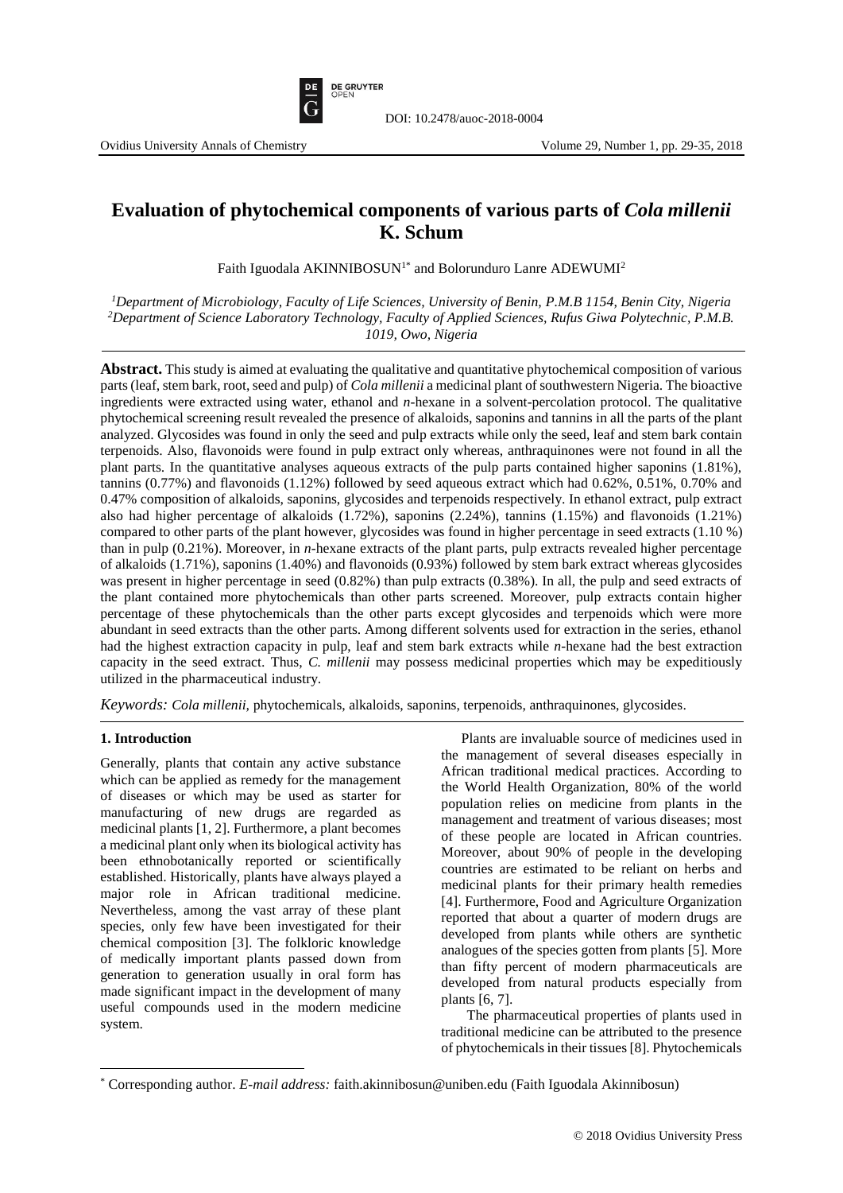# Evaluation of phytochemical components of various parts of *Cola millenii* K. Schum

Faith Iguodala AKINNIBOSUN[1*] and Bolorunduro Lanre ADEWUMI[2]

[1]*Department of Microbiology, Faculty of Life Sciences, University of Benin, P.M.B 1154, Benin City, Nigeria*
[2]*Department of Science Laboratory Technology, Faculty of Applied Sciences, Rufus Giwa Polytechnic, P.M.B. 1019, Owo, Nigeria*

**Abstract.** This study is aimed at evaluating the qualitative and quantitative phytochemical composition of various parts (leaf, stem bark, root, seed and pulp) of *Cola millenii* a medicinal plant of southwestern Nigeria. The bioactive ingredients were extracted using water, ethanol and *n*-hexane in a solvent-percolation protocol. The qualitative phytochemical screening result revealed the presence of alkaloids, saponins and tannins in all the parts of the plant analyzed. Glycosides was found in only the seed and pulp extracts while only the seed, leaf and stem bark contain terpenoids. Also, flavonoids were found in pulp extract only whereas, anthraquinones were not found in all the plant parts. In the quantitative analyses aqueous extracts of the pulp parts contained higher saponins (1.81%), tannins (0.77%) and flavonoids (1.12%) followed by seed aqueous extract which had 0.62%, 0.51%, 0.70% and 0.47% composition of alkaloids, saponins, glycosides and terpenoids respectively. In ethanol extract, pulp extract also had higher percentage of alkaloids (1.72%), saponins (2.24%), tannins (1.15%) and flavonoids (1.21%) compared to other parts of the plant however, glycosides was found in higher percentage in seed extracts (1.10 %) than in pulp (0.21%). Moreover, in *n*-hexane extracts of the plant parts, pulp extracts revealed higher percentage of alkaloids (1.71%), saponins (1.40%) and flavonoids (0.93%) followed by stem bark extract whereas glycosides was present in higher percentage in seed (0.82%) than pulp extracts (0.38%). In all, the pulp and seed extracts of the plant contained more phytochemicals than other parts screened. Moreover, pulp extracts contain higher percentage of these phytochemicals than the other parts except glycosides and terpenoids which were more abundant in seed extracts than the other parts. Among different solvents used for extraction in the series, ethanol had the highest extraction capacity in pulp, leaf and stem bark extracts while *n*-hexane had the best extraction capacity in the seed extract. Thus, *C. millenii* may possess medicinal properties which may be expeditiously utilized in the pharmaceutical industry.

*Keywords: Cola millenii,* phytochemicals, alkaloids, saponins, terpenoids, anthraquinones, glycosides.

## 1. Introduction

Generally, plants that contain any active substance which can be applied as remedy for the management of diseases or which may be used as starter for manufacturing of new drugs are regarded as medicinal plants [1, 2]. Furthermore, a plant becomes a medicinal plant only when its biological activity has been ethnobotanically reported or scientifically established. Historically, plants have always played a major role in African traditional medicine. Nevertheless, among the vast array of these plant species, only few have been investigated for their chemical composition [3]. The folkloric knowledge of medically important plants passed down from generation to generation usually in oral form has made significant impact in the development of many useful compounds used in the modern medicine system.

Plants are invaluable source of medicines used in the management of several diseases especially in African traditional medical practices. According to the World Health Organization, 80% of the world population relies on medicine from plants in the management and treatment of various diseases; most of these people are located in African countries. Moreover, about 90% of people in the developing countries are estimated to be reliant on herbs and medicinal plants for their primary health remedies [4]. Furthermore, Food and Agriculture Organization reported that about a quarter of modern drugs are developed from plants while others are synthetic analogues of the species gotten from plants [5]. More than fifty percent of modern pharmaceuticals are developed from natural products especially from plants [6, 7].

The pharmaceutical properties of plants used in traditional medicine can be attributed to the presence of phytochemicals in their tissues [8]. Phytochemicals

[*] Corresponding author. *E-mail address:* faith.akinnibosun@uniben.edu (Faith Iguodala Akinnibosun)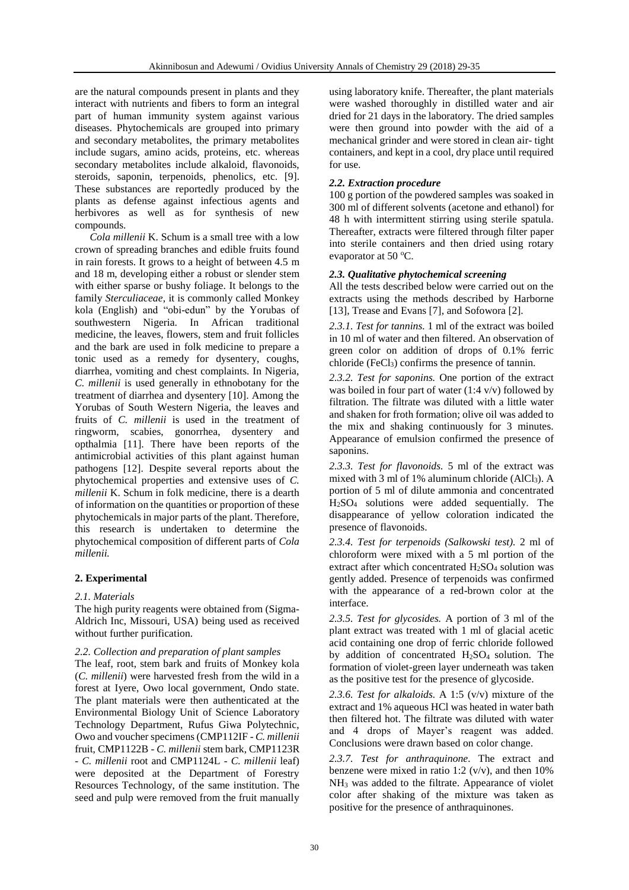are the natural compounds present in plants and they interact with nutrients and fibers to form an integral part of human immunity system against various diseases. Phytochemicals are grouped into primary and secondary metabolites, the primary metabolites include sugars, amino acids, proteins, etc. whereas secondary metabolites include alkaloid, flavonoids, steroids, saponin, terpenoids, phenolics, etc. [9]. These substances are reportedly produced by the plants as defense against infectious agents and herbivores as well as for synthesis of new compounds.

*Cola millenii* K. Schum is a small tree with a low crown of spreading branches and edible fruits found in rain forests. It grows to a height of between 4.5 m and 18 m, developing either a robust or slender stem with either sparse or bushy foliage. It belongs to the family *Sterculiaceae*, it is commonly called Monkey kola (English) and "obi-edun" by the Yorubas of southwestern Nigeria. In African traditional medicine, the leaves, flowers, stem and fruit follicles and the bark are used in folk medicine to prepare a tonic used as a remedy for dysentery, coughs, diarrhea, vomiting and chest complaints. In Nigeria, *C. millenii* is used generally in ethnobotany for the treatment of diarrhea and dysentery [10]. Among the Yorubas of South Western Nigeria, the leaves and fruits of *C. millenii* is used in the treatment of ringworm, scabies, gonorrhea, dysentery and opthalmia [11]. There have been reports of the antimicrobial activities of this plant against human pathogens [12]. Despite several reports about the phytochemical properties and extensive uses of *C. millenii* K. Schum in folk medicine, there is a dearth of information on the quantities or proportion of these phytochemicals in major parts of the plant. Therefore, this research is undertaken to determine the phytochemical composition of different parts of *Cola millenii.*

## 2. Experimental

### *2.1. Materials*

The high purity reagents were obtained from (Sigma-Aldrich Inc, Missouri, USA) being used as received without further purification.

### *2.2. Collection and preparation of plant samples*

The leaf, root, stem bark and fruits of Monkey kola (*C. millenii*) were harvested fresh from the wild in a forest at Iyere, Owo local government, Ondo state. The plant materials were then authenticated at the Environmental Biology Unit of Science Laboratory Technology Department, Rufus Giwa Polytechnic, Owo and voucher specimens (CMP112IF - *C. millenii* fruit, CMP1122B - *C. millenii* stem bark, CMP1123R - *C. millenii* root and CMP1124L - *C. millenii* leaf) were deposited at the Department of Forestry Resources Technology, of the same institution. The seed and pulp were removed from the fruit manually using laboratory knife. Thereafter, the plant materials were washed thoroughly in distilled water and air dried for 21 days in the laboratory. The dried samples were then ground into powder with the aid of a mechanical grinder and were stored in clean air- tight containers, and kept in a cool, dry place until required for use.

### *2.2. Extraction procedure*

100 g portion of the powdered samples was soaked in 300 ml of different solvents (acetone and ethanol) for 48 h with intermittent stirring using sterile spatula. Thereafter, extracts were filtered through filter paper into sterile containers and then dried using rotary evaporator at 50 $^{o}$C.

### *2.3. Qualitative phytochemical screening*

All the tests described below were carried out on the extracts using the methods described by Harborne [13], Trease and Evans [7], and Sofowora [2].

*2.3.1. Test for tannins.* 1 ml of the extract was boiled in 10 ml of water and then filtered. An observation of green color on addition of drops of 0.1% ferric chloride ($FeCl_3$) confirms the presence of tannin.

*2.3.2. Test for saponins.* One portion of the extract was boiled in four part of water (1:4 v/v) followed by filtration. The filtrate was diluted with a little water and shaken for froth formation; olive oil was added to the mix and shaking continuously for 3 minutes. Appearance of emulsion confirmed the presence of saponins.

*2.3.3. Test for flavonoids.* 5 ml of the extract was mixed with 3 ml of 1% aluminum chloride ($AlCl_3$). A portion of 5 ml of dilute ammonia and concentrated $H_2SO_4$ solutions were added sequentially. The disappearance of yellow coloration indicated the presence of flavonoids.

*2.3.4. Test for terpenoids (Salkowski test).* 2 ml of chloroform were mixed with a 5 ml portion of the extract after which concentrated $H_2SO_4$ solution was gently added. Presence of terpenoids was confirmed with the appearance of a red-brown color at the interface.

*2.3.5. Test for glycosides.* A portion of 3 ml of the plant extract was treated with 1 ml of glacial acetic acid containing one drop of ferric chloride followed by addition of concentrated $H_2SO_4$ solution. The formation of violet-green layer underneath was taken as the positive test for the presence of glycoside.

*2.3.6. Test for alkaloids.* A 1:5 (v/v) mixture of the extract and 1% aqueous HCl was heated in water bath then filtered hot. The filtrate was diluted with water and 4 drops of Mayer's reagent was added. Conclusions were drawn based on color change.

*2.3.7. Test for anthraquinone*. The extract and benzene were mixed in ratio 1:2 (v/v), and then 10% $NH_3$ was added to the filtrate. Appearance of violet color after shaking of the mixture was taken as positive for the presence of anthraquinones.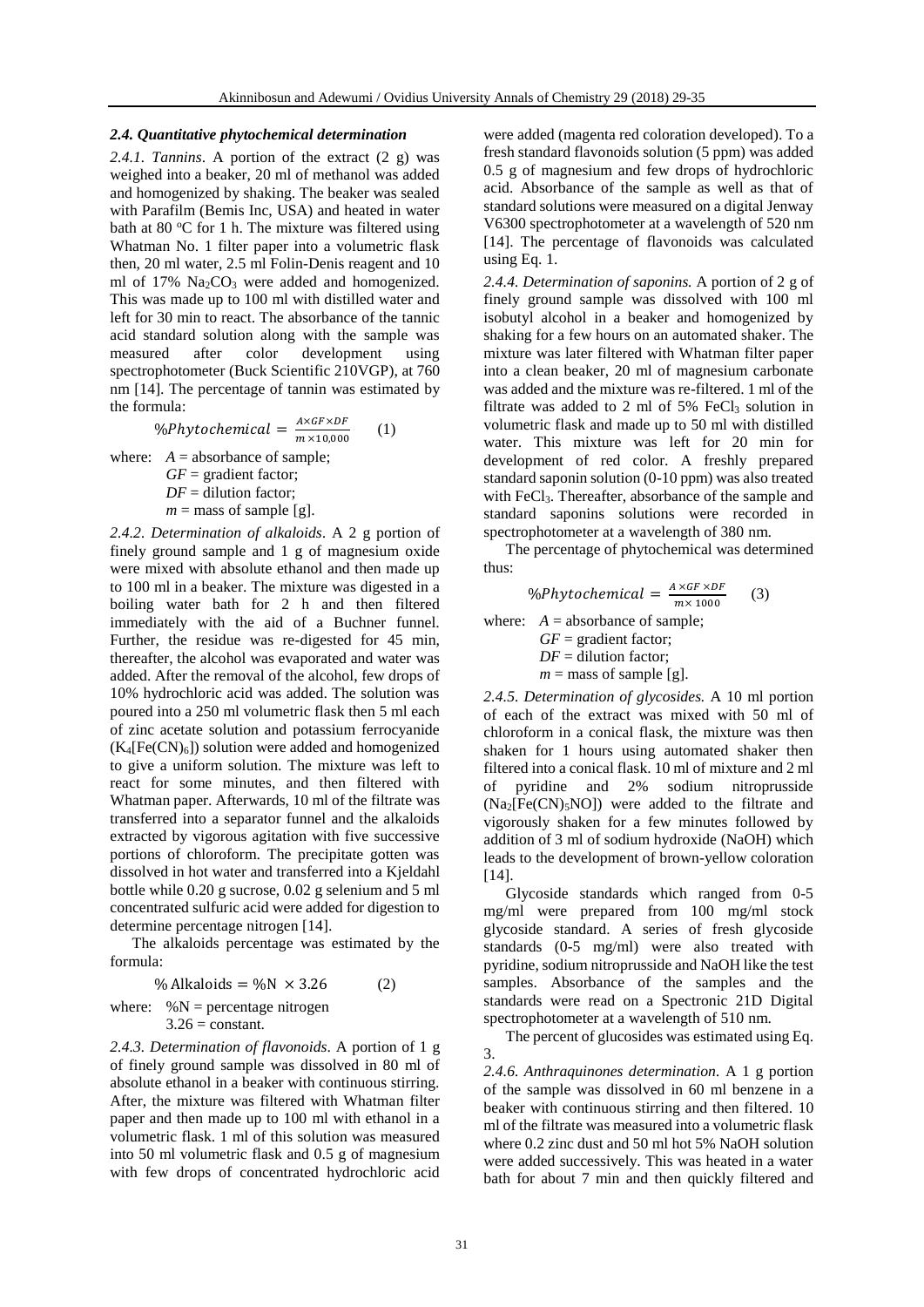### *2.4. Quantitative phytochemical determination*

*2.4.1. Tannins*. A portion of the extract (2 g) was weighed into a beaker, 20 ml of methanol was added and homogenized by shaking. The beaker was sealed with Parafilm (Bemis Inc, USA) and heated in water bath at 80 °C for 1 h. The mixture was filtered using Whatman No. 1 filter paper into a volumetric flask then, 20 ml water, 2.5 ml Folin-Denis reagent and 10 ml of 17% $Na_2CO_3$ were added and homogenized. This was made up to 100 ml with distilled water and left for 30 min to react. The absorbance of the tannic acid standard solution along with the sample was measured after color development using spectrophotometer (Buck Scientific 210VGP), at 760 nm [14]. The percentage of tannin was estimated by the formula:

$$\%Phytochemical = \frac{A \times GF \times DF}{m \times 10{,}000} \quad (1)$$

where: $A$ = absorbance of sample;
$GF$ = gradient factor;
$DF$ = dilution factor;
$m$ = mass of sample [g].

*2.4.2. Determination of alkaloids*. A 2 g portion of finely ground sample and 1 g of magnesium oxide were mixed with absolute ethanol and then made up to 100 ml in a beaker. The mixture was digested in a boiling water bath for 2 h and then filtered immediately with the aid of a Buchner funnel. Further, the residue was re-digested for 45 min, thereafter, the alcohol was evaporated and water was added. After the removal of the alcohol, few drops of 10% hydrochloric acid was added. The solution was poured into a 250 ml volumetric flask then 5 ml each of zinc acetate solution and potassium ferrocyanide ($K_4[Fe(CN)_6]$) solution were added and homogenized to give a uniform solution. The mixture was left to react for some minutes, and then filtered with Whatman paper. Afterwards, 10 ml of the filtrate was transferred into a separator funnel and the alkaloids extracted by vigorous agitation with five successive portions of chloroform. The precipitate gotten was dissolved in hot water and transferred into a Kjeldahl bottle while 0.20 g sucrose, 0.02 g selenium and 5 ml concentrated sulfuric acid were added for digestion to determine percentage nitrogen [14].

The alkaloids percentage was estimated by the formula:

$$\%\,\text{Alkaloids} = \%\text{N} \times 3.26 \quad (2)$$

where: %N = percentage nitrogen
3.26 = constant.

*2.4.3. Determination of flavonoids*. A portion of 1 g of finely ground sample was dissolved in 80 ml of absolute ethanol in a beaker with continuous stirring. After, the mixture was filtered with Whatman filter paper and then made up to 100 ml with ethanol in a volumetric flask. 1 ml of this solution was measured into 50 ml volumetric flask and 0.5 g of magnesium with few drops of concentrated hydrochloric acid were added (magenta red coloration developed). To a fresh standard flavonoids solution (5 ppm) was added 0.5 g of magnesium and few drops of hydrochloric acid. Absorbance of the sample as well as that of standard solutions were measured on a digital Jenway V6300 spectrophotometer at a wavelength of 520 nm [14]. The percentage of flavonoids was calculated using Eq. 1.

*2.4.4. Determination of saponins.* A portion of 2 g of finely ground sample was dissolved with 100 ml isobutyl alcohol in a beaker and homogenized by shaking for a few hours on an automated shaker. The mixture was later filtered with Whatman filter paper into a clean beaker, 20 ml of magnesium carbonate was added and the mixture was re-filtered. 1 ml of the filtrate was added to 2 ml of 5% $FeCl_3$ solution in volumetric flask and made up to 50 ml with distilled water. This mixture was left for 20 min for development of red color. A freshly prepared standard saponin solution (0-10 ppm) was also treated with $FeCl_3$. Thereafter, absorbance of the sample and standard saponins solutions were recorded in spectrophotometer at a wavelength of 380 nm.

The percentage of phytochemical was determined thus:

$$\%Phytochemical = \frac{A \times GF \times DF}{m \times 1000} \quad (3)$$

where: $A$ = absorbance of sample;
$GF$ = gradient factor;
$DF$ = dilution factor;
$m$ = mass of sample [g].

*2.4.5. Determination of glycosides.* A 10 ml portion of each of the extract was mixed with 50 ml of chloroform in a conical flask, the mixture was then shaken for 1 hours using automated shaker then filtered into a conical flask. 10 ml of mixture and 2 ml of pyridine and 2% sodium nitroprusside ($Na_2[Fe(CN)_5NO]$) were added to the filtrate and vigorously shaken for a few minutes followed by addition of 3 ml of sodium hydroxide (NaOH) which leads to the development of brown-yellow coloration [14].

Glycoside standards which ranged from 0-5 mg/ml were prepared from 100 mg/ml stock glycoside standard. A series of fresh glycoside standards (0-5 mg/ml) were also treated with pyridine, sodium nitroprusside and NaOH like the test samples. Absorbance of the samples and the standards were read on a Spectronic 21D Digital spectrophotometer at a wavelength of 510 nm.

The percent of glucosides was estimated using Eq. 3.

*2.4.6. Anthraquinones determination*. A 1 g portion of the sample was dissolved in 60 ml benzene in a beaker with continuous stirring and then filtered. 10 ml of the filtrate was measured into a volumetric flask where 0.2 zinc dust and 50 ml hot 5% NaOH solution were added successively. This was heated in a water bath for about 7 min and then quickly filtered and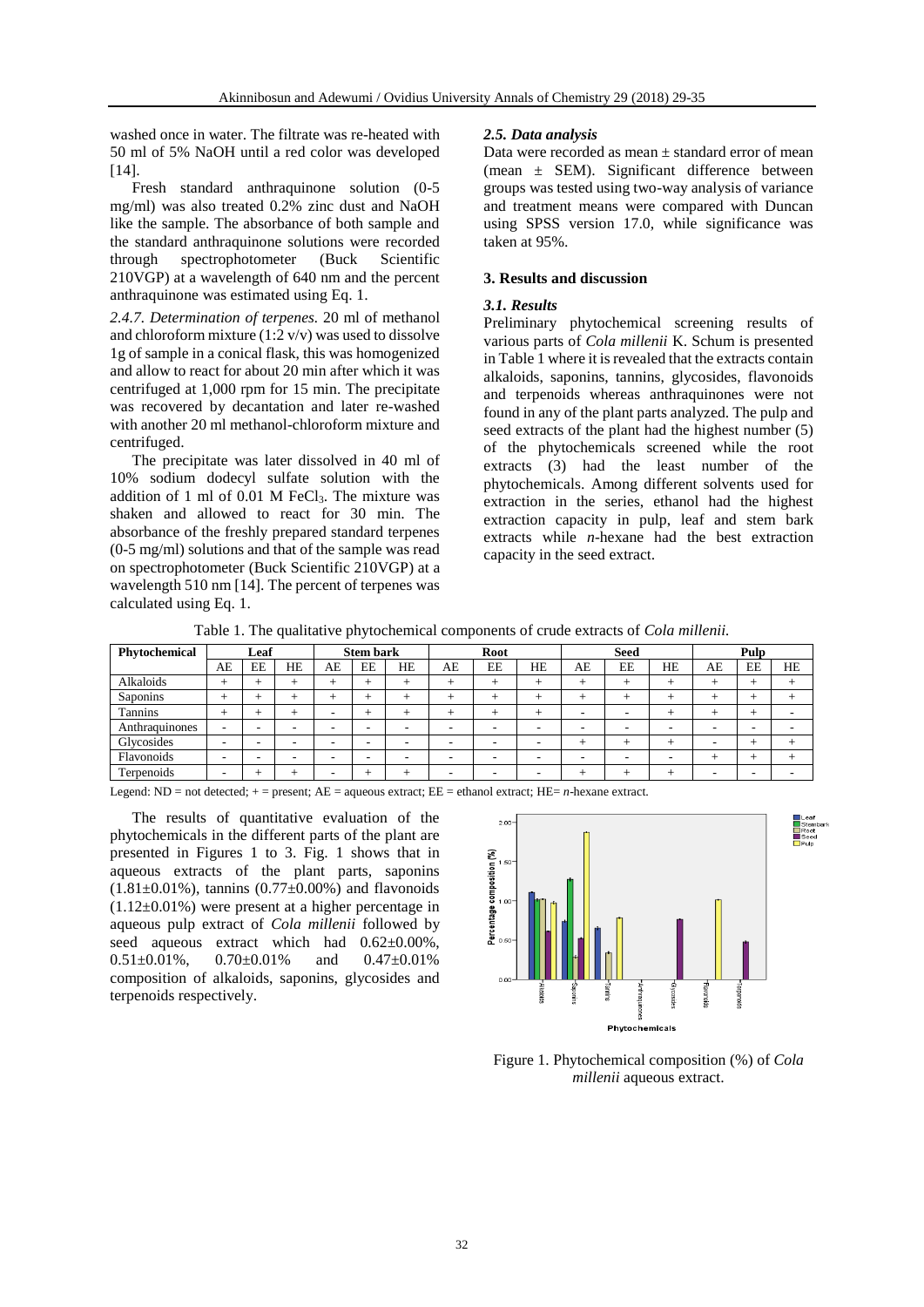washed once in water. The filtrate was re-heated with 50 ml of 5% NaOH until a red color was developed [14].

Fresh standard anthraquinone solution (0-5 mg/ml) was also treated 0.2% zinc dust and NaOH like the sample. The absorbance of both sample and the standard anthraquinone solutions were recorded through spectrophotometer (Buck Scientific 210VGP) at a wavelength of 640 nm and the percent anthraquinone was estimated using Eq. 1.

*2.4.7. Determination of terpenes.* 20 ml of methanol and chloroform mixture (1:2 v/v) was used to dissolve 1g of sample in a conical flask, this was homogenized and allow to react for about 20 min after which it was centrifuged at 1,000 rpm for 15 min. The precipitate was recovered by decantation and later re-washed with another 20 ml methanol-chloroform mixture and centrifuged.

The precipitate was later dissolved in 40 ml of 10% sodium dodecyl sulfate solution with the addition of 1 ml of 0.01 M $FeCl_3$. The mixture was shaken and allowed to react for 30 min. The absorbance of the freshly prepared standard terpenes (0-5 mg/ml) solutions and that of the sample was read on spectrophotometer (Buck Scientific 210VGP) at a wavelength 510 nm [14]. The percent of terpenes was calculated using Eq. 1.

### *2.5. Data analysis*

Data were recorded as mean ± standard error of mean (mean ± SEM). Significant difference between groups was tested using two-way analysis of variance and treatment means were compared with Duncan using SPSS version 17.0, while significance was taken at 95%.

## 3. Results and discussion

### *3.1. Results*

Preliminary phytochemical screening results of various parts of *Cola millenii* K. Schum is presented in Table 1 where it is revealed that the extracts contain alkaloids, saponins, tannins, glycosides, flavonoids and terpenoids whereas anthraquinones were not found in any of the plant parts analyzed. The pulp and seed extracts of the plant had the highest number (5) of the phytochemicals screened while the root extracts (3) had the least number of the phytochemicals. Among different solvents used for extraction in the series, ethanol had the highest extraction capacity in pulp, leaf and stem bark extracts while *n*-hexane had the best extraction capacity in the seed extract.

Table 1. The qualitative phytochemical components of crude extracts of *Cola millenii.*

| Phytochemical | Leaf | | | Stem bark | | | Root | | | Seed | | | Pulp | | |
|---|---|---|---|---|---|---|---|---|---|---|---|---|---|---|---|
| | AE | EE | HE | AE | EE | HE | AE | EE | HE | AE | EE | HE | AE | EE | HE |
| Alkaloids | + | + | + | + | + | + | + | + | + | + | + | + | + | + | + |
| Saponins | + | + | + | + | + | + | + | + | + | + | + | + | + | + | + |
| Tannins | + | + | + | - | + | + | + | + | + | - | - | + | + | + | - |
| Anthraquinones | - | - | - | - | - | - | - | - | - | - | - | - | - | - | - |
| Glycosides | - | - | - | - | - | - | - | - | - | + | + | + | - | + | + |
| Flavonoids | - | - | - | - | - | - | - | - | - | - | - | - | + | + | + |
| Terpenoids | - | + | + | - | + | + | - | - | - | + | + | + | - | - | - |

Legend: ND = not detected; + = present; AE = aqueous extract; EE = ethanol extract; HE= *n*-hexane extract.

The results of quantitative evaluation of the phytochemicals in the different parts of the plant are presented in Figures 1 to 3. Fig. 1 shows that in aqueous extracts of the plant parts, saponins (1.81±0.01%), tannins (0.77±0.00%) and flavonoids (1.12±0.01%) were present at a higher percentage in aqueous pulp extract of *Cola millenii* followed by seed aqueous extract which had 0.62±0.00%, 0.51±0.01%, 0.70±0.01% and 0.47±0.01% composition of alkaloids, saponins, glycosides and terpenoids respectively.

Figure 1. Phytochemical composition (%) of *Cola millenii* aqueous extract.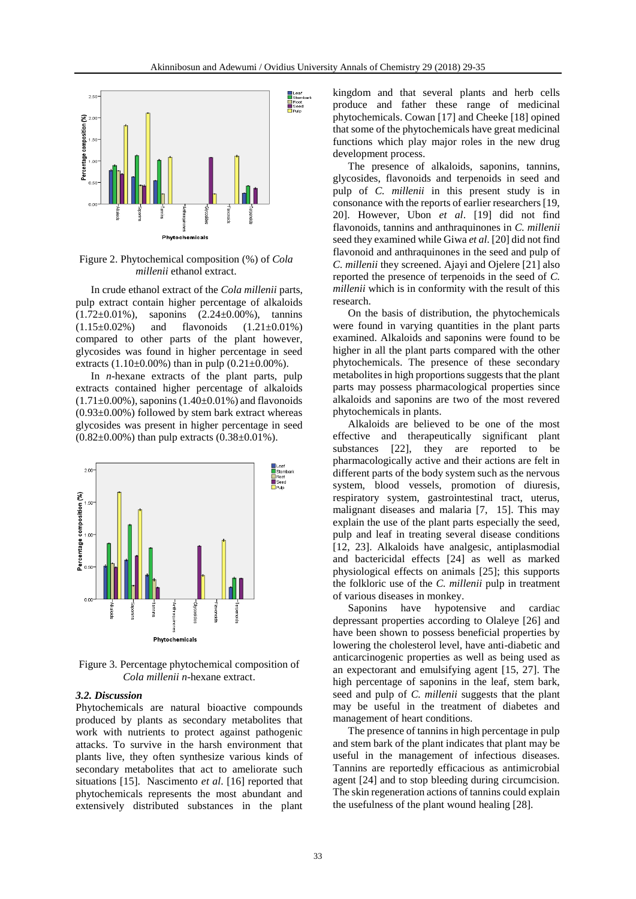Figure 2. Phytochemical composition (%) of *Cola millenii* ethanol extract.

In crude ethanol extract of the *Cola millenii* parts, pulp extract contain higher percentage of alkaloids (1.72±0.01%), saponins (2.24±0.00%), tannins (1.15±0.02%) and flavonoids (1.21±0.01%) compared to other parts of the plant however, glycosides was found in higher percentage in seed extracts (1.10±0.00%) than in pulp (0.21±0.00%).

In *n*-hexane extracts of the plant parts, pulp extracts contained higher percentage of alkaloids (1.71±0.00%), saponins (1.40±0.01%) and flavonoids (0.93±0.00%) followed by stem bark extract whereas glycosides was present in higher percentage in seed (0.82±0.00%) than pulp extracts (0.38±0.01%).

Figure 3. Percentage phytochemical composition of *Cola millenii n*-hexane extract.

### 3.2. Discussion

Phytochemicals are natural bioactive compounds produced by plants as secondary metabolites that work with nutrients to protect against pathogenic attacks. To survive in the harsh environment that plants live, they often synthesize various kinds of secondary metabolites that act to ameliorate such situations [15]. Nascimento *et al*. [16] reported that phytochemicals represents the most abundant and extensively distributed substances in the plant kingdom and that several plants and herb cells produce and father these range of medicinal phytochemicals. Cowan [17] and Cheeke [18] opined that some of the phytochemicals have great medicinal functions which play major roles in the new drug development process.

The presence of alkaloids, saponins, tannins, glycosides, flavonoids and terpenoids in seed and pulp of *C. millenii* in this present study is in consonance with the reports of earlier researchers [19, 20]. However, Ubon *et al*. [19] did not find flavonoids, tannins and anthraquinones in *C. millenii* seed they examined while Giwa *et al*. [20] did not find flavonoid and anthraquinones in the seed and pulp of *C. millenii* they screened. Ajayi and Ojelere [21] also reported the presence of terpenoids in the seed of *C. millenii* which is in conformity with the result of this research.

On the basis of distribution, the phytochemicals were found in varying quantities in the plant parts examined. Alkaloids and saponins were found to be higher in all the plant parts compared with the other phytochemicals. The presence of these secondary metabolites in high proportions suggests that the plant parts may possess pharmacological properties since alkaloids and saponins are two of the most revered phytochemicals in plants.

Alkaloids are believed to be one of the most effective and therapeutically significant plant substances [22], they are reported to be pharmacologically active and their actions are felt in different parts of the body system such as the nervous system, blood vessels, promotion of diuresis, respiratory system, gastrointestinal tract, uterus, malignant diseases and malaria [7, 15]. This may explain the use of the plant parts especially the seed, pulp and leaf in treating several disease conditions [12, 23]. Alkaloids have analgesic, antiplasmodial and bactericidal effects [24] as well as marked physiological effects on animals [25]; this supports the folkloric use of the *C. millenii* pulp in treatment of various diseases in monkey.

Saponins have hypotensive and cardiac depressant properties according to Olaleye [26] and have been shown to possess beneficial properties by lowering the cholesterol level, have anti-diabetic and anticarcinogenic properties as well as being used as an expectorant and emulsifying agent [15, 27]. The high percentage of saponins in the leaf, stem bark, seed and pulp of *C. millenii* suggests that the plant may be useful in the treatment of diabetes and management of heart conditions.

The presence of tannins in high percentage in pulp and stem bark of the plant indicates that plant may be useful in the management of infectious diseases. Tannins are reportedly efficacious as antimicrobial agent [24] and to stop bleeding during circumcision. The skin regeneration actions of tannins could explain the usefulness of the plant wound healing [28].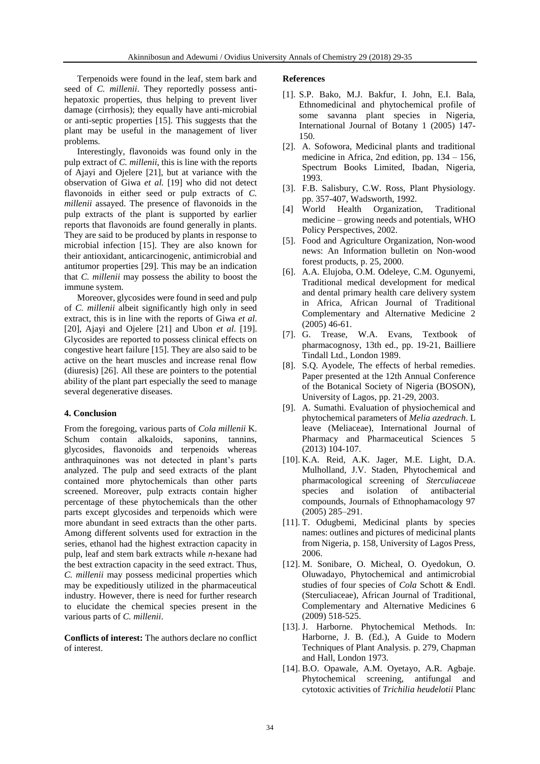Terpenoids were found in the leaf, stem bark and seed of *C. millenii*. They reportedly possess anti-hepatoxic properties, thus helping to prevent liver damage (cirrhosis); they equally have anti-microbial or anti-septic properties [15]. This suggests that the plant may be useful in the management of liver problems.

Interestingly, flavonoids was found only in the pulp extract of *C. millenii*, this is line with the reports of Ajayi and Ojelere [21], but at variance with the observation of Giwa *et al.* [19] who did not detect flavonoids in either seed or pulp extracts of *C. millenii* assayed. The presence of flavonoids in the pulp extracts of the plant is supported by earlier reports that flavonoids are found generally in plants. They are said to be produced by plants in response to microbial infection [15]. They are also known for their antioxidant, anticarcinogenic, antimicrobial and antitumor properties [29]. This may be an indication that *C. millenii* may possess the ability to boost the immune system.

Moreover, glycosides were found in seed and pulp of *C. millenii* albeit significantly high only in seed extract, this is in line with the reports of Giwa *et al.* [20], Ajayi and Ojelere [21] and Ubon *et al*. [19]. Glycosides are reported to possess clinical effects on congestive heart failure [15]. They are also said to be active on the heart muscles and increase renal flow (diuresis) [26]. All these are pointers to the potential ability of the plant part especially the seed to manage several degenerative diseases.

## 4. Conclusion

From the foregoing, various parts of *Cola millenii* K. Schum contain alkaloids, saponins, tannins, glycosides, flavonoids and terpenoids whereas anthraquinones was not detected in plant's parts analyzed. The pulp and seed extracts of the plant contained more phytochemicals than other parts screened. Moreover, pulp extracts contain higher percentage of these phytochemicals than the other parts except glycosides and terpenoids which were more abundant in seed extracts than the other parts. Among different solvents used for extraction in the series, ethanol had the highest extraction capacity in pulp, leaf and stem bark extracts while *n*-hexane had the best extraction capacity in the seed extract. Thus, *C. millenii* may possess medicinal properties which may be expeditiously utilized in the pharmaceutical industry. However, there is need for further research to elucidate the chemical species present in the various parts of *C. millenii*.

**Conflicts of interest:** The authors declare no conflict of interest.

## References

[1]. S.P. Bako, M.J. Bakfur, I. John, E.I. Bala, Ethnomedicinal and phytochemical profile of some savanna plant species in Nigeria, International Journal of Botany 1 (2005) 147-150.

[2]. A. Sofowora, Medicinal plants and traditional medicine in Africa, 2nd edition, pp. 134 – 156, Spectrum Books Limited, Ibadan, Nigeria, 1993.

[3]. F.B. Salisbury, C.W. Ross, Plant Physiology. pp. 357-407, Wadsworth, 1992.

[4] World Health Organization, Traditional medicine – growing needs and potentials, WHO Policy Perspectives, 2002.

[5]. Food and Agriculture Organization, Non-wood news: An Information bulletin on Non-wood forest products, p. 25, 2000.

[6]. A.A. Elujoba, O.M. Odeleye, C.M. Ogunyemi, Traditional medical development for medical and dental primary health care delivery system in Africa, African Journal of Traditional Complementary and Alternative Medicine 2 (2005) 46-61.

[7]. G. Trease, W.A. Evans, Textbook of pharmacognosy, 13th ed., pp. 19-21, Bailliere Tindall Ltd., London 1989.

[8]. S.Q. Ayodele, The effects of herbal remedies. Paper presented at the 12th Annual Conference of the Botanical Society of Nigeria (BOSON), University of Lagos, pp. 21-29, 2003.

[9]. A. Sumathi. Evaluation of physiochemical and phytochemical parameters of *Melia azedrach*. L leave (Meliaceae), International Journal of Pharmacy and Pharmaceutical Sciences 5 (2013) 104-107.

[10]. K.A. Reid, A.K. Jager, M.E. Light, D.A. Mulholland, J.V. Staden, Phytochemical and pharmacological screening of *Sterculiaceae* species and isolation of antibacterial compounds, Journals of Ethnophamacology 97 (2005) 285–291.

[11]. T. Odugbemi, Medicinal plants by species names: outlines and pictures of medicinal plants from Nigeria, p. 158, University of Lagos Press, 2006.

[12]. M. Sonibare, O. Micheal, O. Oyedokun, O. Oluwadayo, Phytochemical and antimicrobial studies of four species of *Cola* Schott & Endl. (Sterculiaceae), African Journal of Traditional, Complementary and Alternative Medicines 6 (2009) 518-525.

[13]. J. Harborne. Phytochemical Methods. In: Harborne, J. B. (Ed.), A Guide to Modern Techniques of Plant Analysis. p. 279, Chapman and Hall, London 1973.

[14]. B.O. Opawale, A.M. Oyetayo, A.R. Agbaje. Phytochemical screening, antifungal and cytotoxic activities of *Trichilia heudelotii* Planc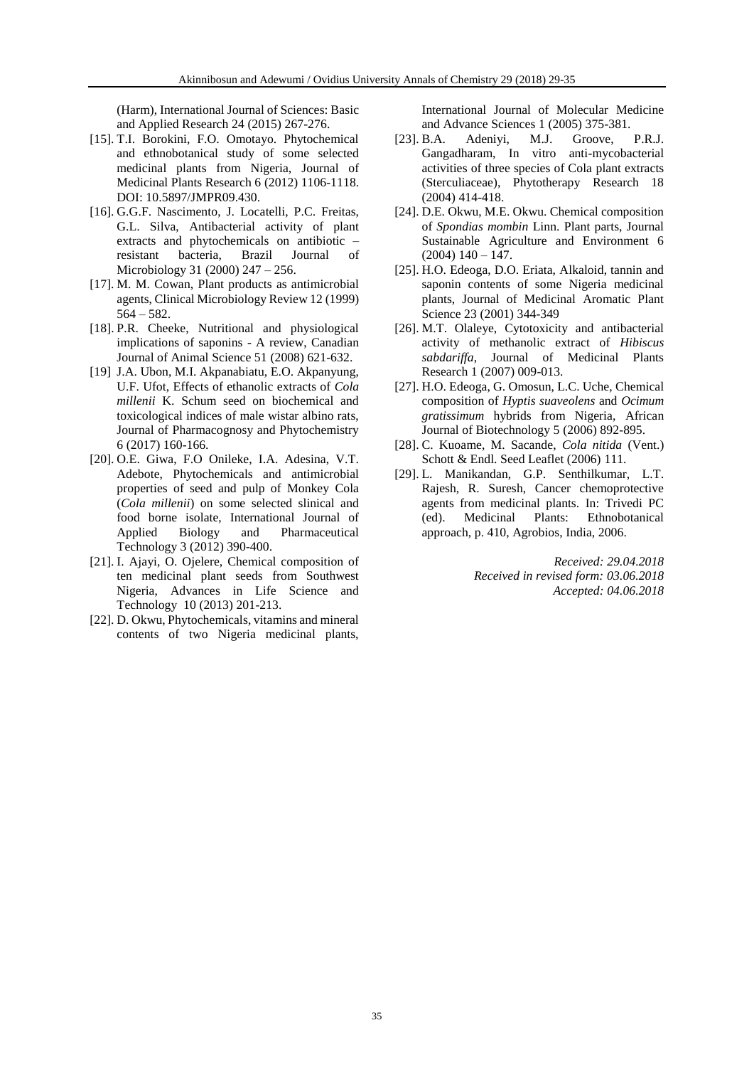(Harm), International Journal of Sciences: Basic and Applied Research 24 (2015) 267-276.

[15]. T.I. Borokini, F.O. Omotayo. Phytochemical and ethnobotanical study of some selected medicinal plants from Nigeria, Journal of Medicinal Plants Research 6 (2012) 1106-1118. DOI: 10.5897/JMPR09.430.

[16]. G.G.F. Nascimento, J. Locatelli, P.C. Freitas, G.L. Silva, Antibacterial activity of plant extracts and phytochemicals on antibiotic – resistant bacteria, Brazil Journal of Microbiology 31 (2000) 247 – 256.

[17]. M. M. Cowan, Plant products as antimicrobial agents, Clinical Microbiology Review 12 (1999) 564 – 582.

[18]. P.R. Cheeke, Nutritional and physiological implications of saponins - A review, Canadian Journal of Animal Science 51 (2008) 621-632.

[19] J.A. Ubon, M.I. Akpanabiatu, E.O. Akpanyung, U.F. Ufot, Effects of ethanolic extracts of *Cola millenii* K. Schum seed on biochemical and toxicological indices of male wistar albino rats, Journal of Pharmacognosy and Phytochemistry 6 (2017) 160-166.

[20]. O.E. Giwa, F.O Onileke, I.A. Adesina, V.T. Adebote, Phytochemicals and antimicrobial properties of seed and pulp of Monkey Cola (*Cola millenii*) on some selected slinical and food borne isolate, International Journal of Applied Biology and Pharmaceutical Technology 3 (2012) 390-400.

[21]. I. Ajayi, O. Ojelere, Chemical composition of ten medicinal plant seeds from Southwest Nigeria, Advances in Life Science and Technology 10 (2013) 201-213.

[22]. D. Okwu, Phytochemicals, vitamins and mineral contents of two Nigeria medicinal plants, International Journal of Molecular Medicine and Advance Sciences 1 (2005) 375-381.

[23]. B.A. Adeniyi, M.J. Groove, P.R.J. Gangadharam, In vitro anti-mycobacterial activities of three species of Cola plant extracts (Sterculiaceae), Phytotherapy Research 18 (2004) 414-418.

[24]. D.E. Okwu, M.E. Okwu. Chemical composition of *Spondias mombin* Linn. Plant parts, Journal Sustainable Agriculture and Environment 6 (2004) 140 – 147.

[25]. H.O. Edeoga, D.O. Eriata, Alkaloid, tannin and saponin contents of some Nigeria medicinal plants, Journal of Medicinal Aromatic Plant Science 23 (2001) 344-349

[26]. M.T. Olaleye, Cytotoxicity and antibacterial activity of methanolic extract of *Hibiscus sabdariffa*, Journal of Medicinal Plants Research 1 (2007) 009-013.

[27]. H.O. Edeoga, G. Omosun, L.C. Uche, Chemical composition of *Hyptis suaveolens* and *Ocimum gratissimum* hybrids from Nigeria, African Journal of Biotechnology 5 (2006) 892-895.

[28]. C. Kuoame, M. Sacande, *Cola nitida* (Vent.) Schott & Endl. Seed Leaflet (2006) 111.

[29]. L. Manikandan, G.P. Senthilkumar, L.T. Rajesh, R. Suresh, Cancer chemoprotective agents from medicinal plants. In: Trivedi PC (ed). Medicinal Plants: Ethnobotanical approach, p. 410, Agrobios, India, 2006.

*Received: 29.04.2018*
*Received in revised form: 03.06.2018*
*Accepted: 04.06.2018*